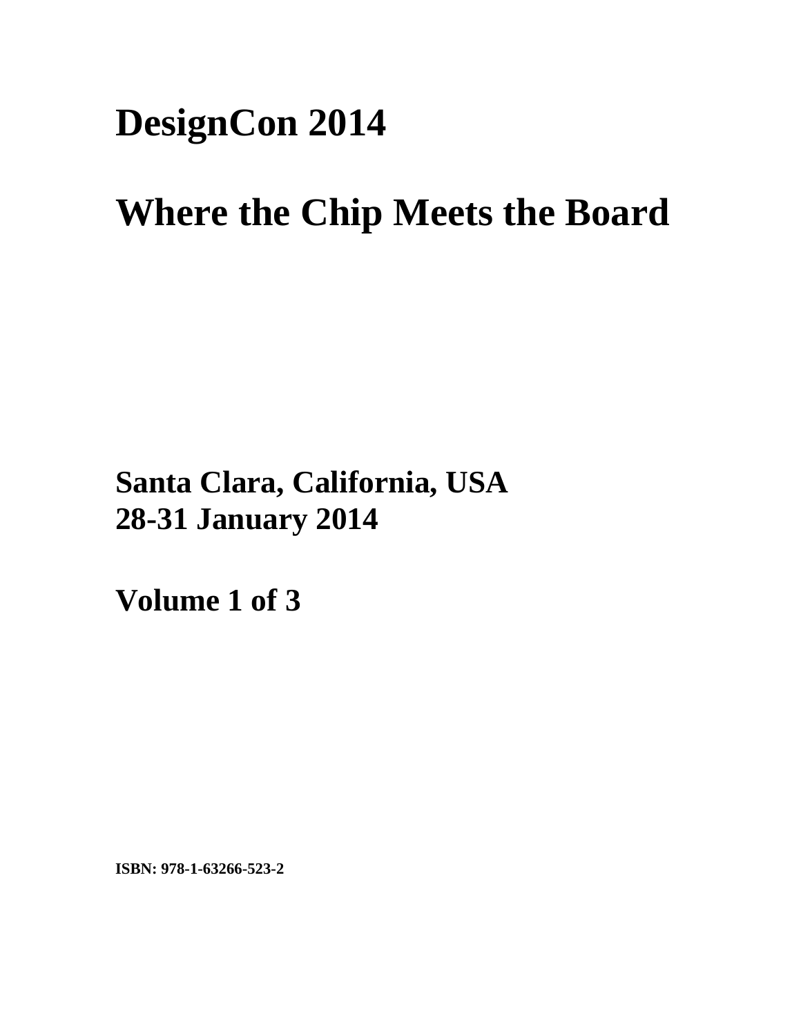# DesignCon 2014

# Where the Chip Meets the Board

**Santa Clara, California, USA**
**28-31 January 2014**

**Volume 1 of 3**

**ISBN: 978-1-63266-523-2**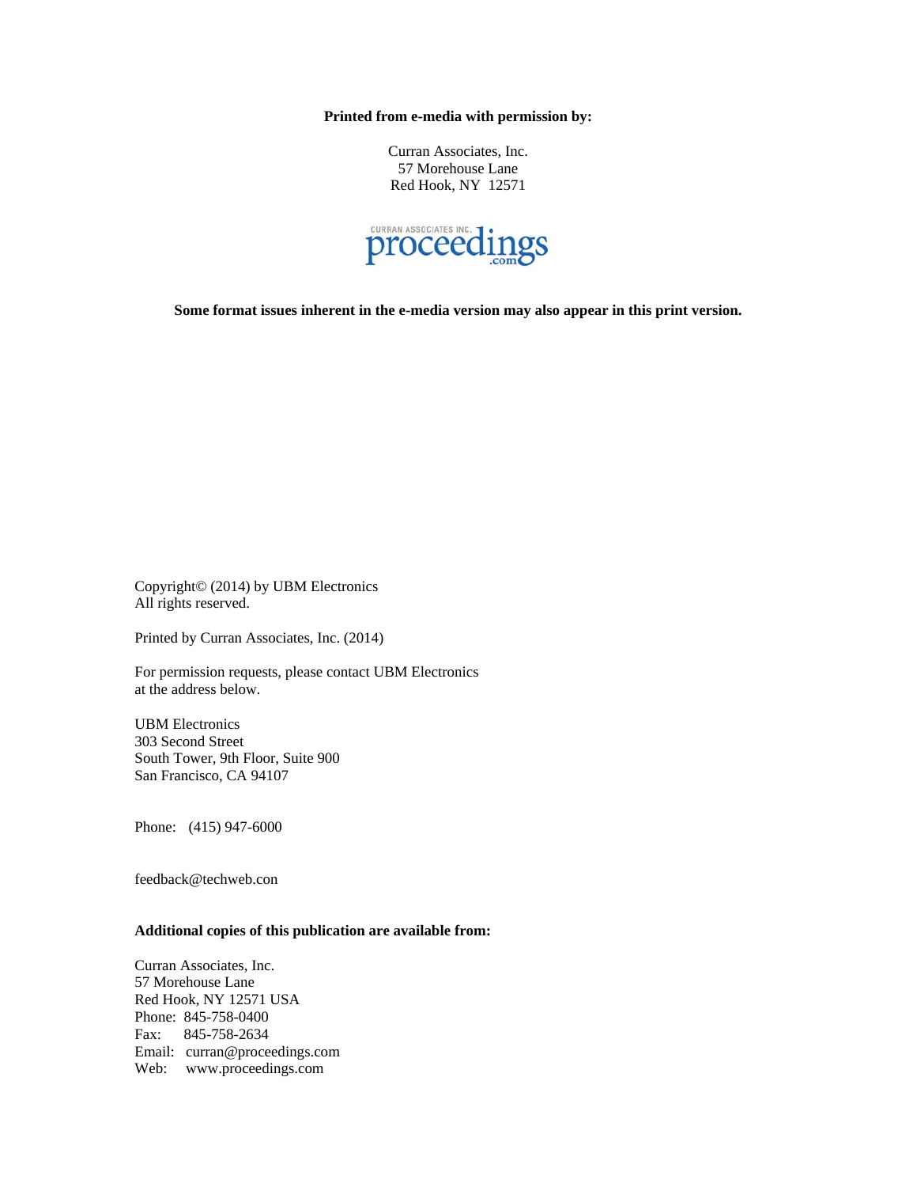**Printed from e-media with permission by:**

Curran Associates, Inc.
57 Morehouse Lane
Red Hook, NY 12571

CURRAN ASSOCIATES INC. proceedings.com

**Some format issues inherent in the e-media version may also appear in this print version.**

Copyright© (2014) by UBM Electronics
All rights reserved.

Printed by Curran Associates, Inc. (2014)

For permission requests, please contact UBM Electronics
at the address below.

UBM Electronics
303 Second Street
South Tower, 9th Floor, Suite 900
San Francisco, CA 94107

Phone: (415) 947-6000

feedback@techweb.con

**Additional copies of this publication are available from:**

Curran Associates, Inc.
57 Morehouse Lane
Red Hook, NY 12571 USA
Phone: 845-758-0400
Fax: 845-758-2634
Email: curran@proceedings.com
Web: www.proceedings.com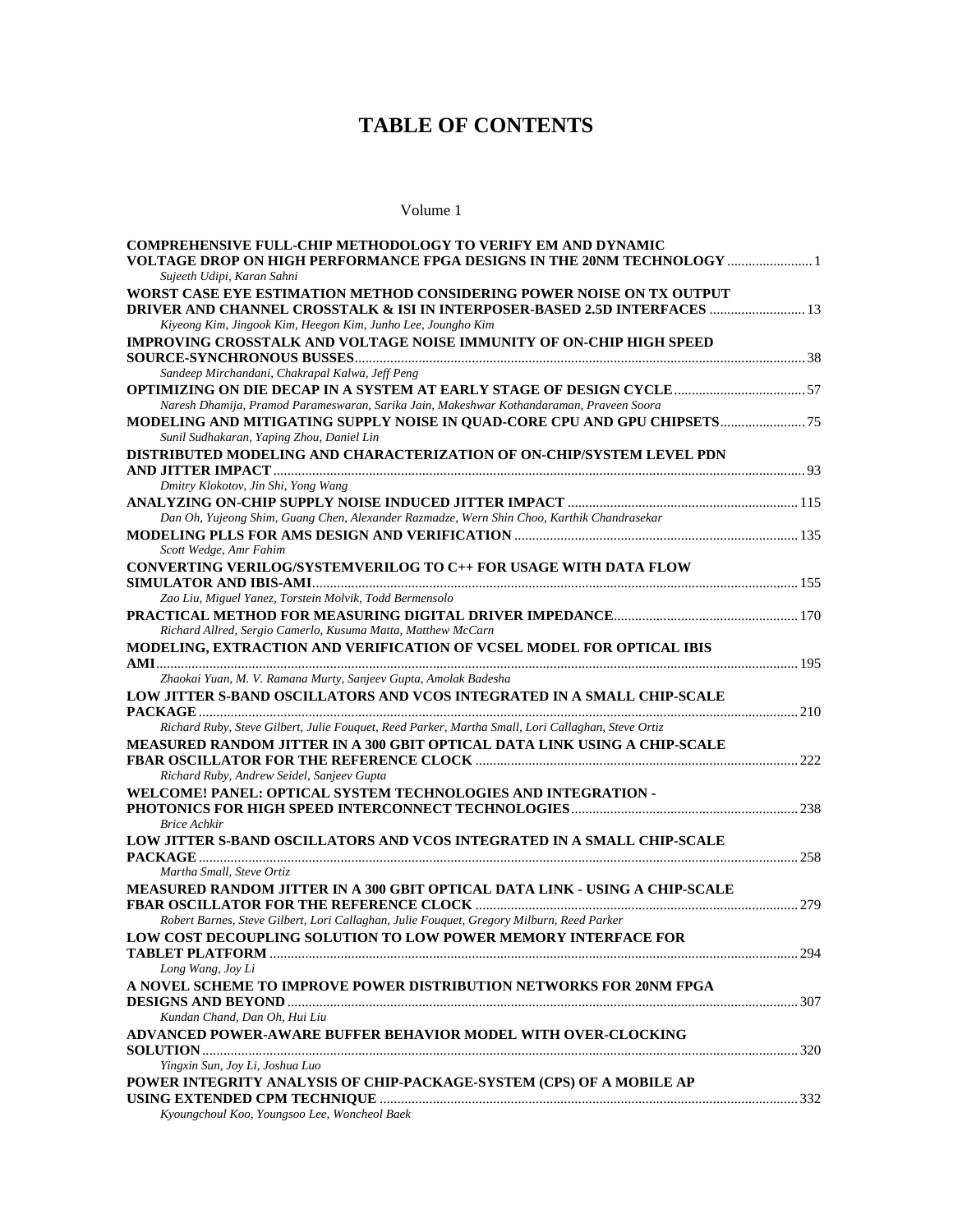# TABLE OF CONTENTS

Volume 1

**COMPREHENSIVE FULL-CHIP METHODOLOGY TO VERIFY EM AND DYNAMIC VOLTAGE DROP ON HIGH PERFORMANCE FPGA DESIGNS IN THE 20NM TECHNOLOGY** ........................ 1
*Sujeeth Udipi, Karan Sahni*

**WORST CASE EYE ESTIMATION METHOD CONSIDERING POWER NOISE ON TX OUTPUT DRIVER AND CHANNEL CROSSTALK & ISI IN INTERPOSER-BASED 2.5D INTERFACES** .......................... 13
*Kiyeong Kim, Jingook Kim, Heegon Kim, Junho Lee, Joungho Kim*

**IMPROVING CROSSTALK AND VOLTAGE NOISE IMMUNITY OF ON-CHIP HIGH SPEED SOURCE-SYNCHRONOUS BUSSES** ........................................ 38
*Sandeep Mirchandani, Chakrapal Kalwa, Jeff Peng*

**OPTIMIZING ON DIE DECAP IN A SYSTEM AT EARLY STAGE OF DESIGN CYCLE** ........................ 57
*Naresh Dhamija, Pramod Parameswaran, Sarika Jain, Makeshwar Kothandaraman, Praveen Soora*

**MODELING AND MITIGATING SUPPLY NOISE IN QUAD-CORE CPU AND GPU CHIPSETS** ........................ 75
*Sunil Sudhakaran, Yaping Zhou, Daniel Lin*

**DISTRIBUTED MODELING AND CHARACTERIZATION OF ON-CHIP/SYSTEM LEVEL PDN AND JITTER IMPACT** ........................................ 93
*Dmitry Klokotov, Jin Shi, Yong Wang*

**ANALYZING ON-CHIP SUPPLY NOISE INDUCED JITTER IMPACT** ........................................ 115
*Dan Oh, Yujeong Shim, Guang Chen, Alexander Razmadze, Wern Shin Choo, Karthik Chandrasekar*

**MODELING PLLS FOR AMS DESIGN AND VERIFICATION** ........................................ 135
*Scott Wedge, Amr Fahim*

**CONVERTING VERILOG/SYSTEMVERILOG TO C++ FOR USAGE WITH DATA FLOW SIMULATOR AND IBIS-AMI** ........................................ 155
*Zao Liu, Miguel Yanez, Torstein Molvik, Todd Bermensolo*

**PRACTICAL METHOD FOR MEASURING DIGITAL DRIVER IMPEDANCE** ........................................ 170
*Richard Allred, Sergio Camerlo, Kusuma Matta, Matthew McCarn*

**MODELING, EXTRACTION AND VERIFICATION OF VCSEL MODEL FOR OPTICAL IBIS AMI** ........................................ 195
*Zhaokai Yuan, M. V. Ramana Murty, Sanjeev Gupta, Amolak Badesha*

**LOW JITTER S-BAND OSCILLATORS AND VCOS INTEGRATED IN A SMALL CHIP-SCALE PACKAGE** ........................................ 210
*Richard Ruby, Steve Gilbert, Julie Fouquet, Reed Parker, Martha Small, Lori Callaghan, Steve Ortiz*

**MEASURED RANDOM JITTER IN A 300 GBIT OPTICAL DATA LINK USING A CHIP-SCALE FBAR OSCILLATOR FOR THE REFERENCE CLOCK** ........................................ 222
*Richard Ruby, Andrew Seidel, Sanjeev Gupta*

**WELCOME! PANEL: OPTICAL SYSTEM TECHNOLOGIES AND INTEGRATION - PHOTONICS FOR HIGH SPEED INTERCONNECT TECHNOLOGIES** ........................................ 238
*Brice Achkir*

**LOW JITTER S-BAND OSCILLATORS AND VCOS INTEGRATED IN A SMALL CHIP-SCALE PACKAGE** ........................................ 258
*Martha Small, Steve Ortiz*

**MEASURED RANDOM JITTER IN A 300 GBIT OPTICAL DATA LINK - USING A CHIP-SCALE FBAR OSCILLATOR FOR THE REFERENCE CLOCK** ........................................ 279
*Robert Barnes, Steve Gilbert, Lori Callaghan, Julie Fouquet, Gregory Milburn, Reed Parker*

**LOW COST DECOUPLING SOLUTION TO LOW POWER MEMORY INTERFACE FOR TABLET PLATFORM** ........................................ 294
*Long Wang, Joy Li*

**A NOVEL SCHEME TO IMPROVE POWER DISTRIBUTION NETWORKS FOR 20NM FPGA DESIGNS AND BEYOND** ........................................ 307
*Kundan Chand, Dan Oh, Hui Liu*

**ADVANCED POWER-AWARE BUFFER BEHAVIOR MODEL WITH OVER-CLOCKING SOLUTION** ........................................ 320
*Yingxin Sun, Joy Li, Joshua Luo*

**POWER INTEGRITY ANALYSIS OF CHIP-PACKAGE-SYSTEM (CPS) OF A MOBILE AP USING EXTENDED CPM TECHNIQUE** ........................................ 332
*Kyoungchoul Koo, Youngsoo Lee, Woncheol Baek*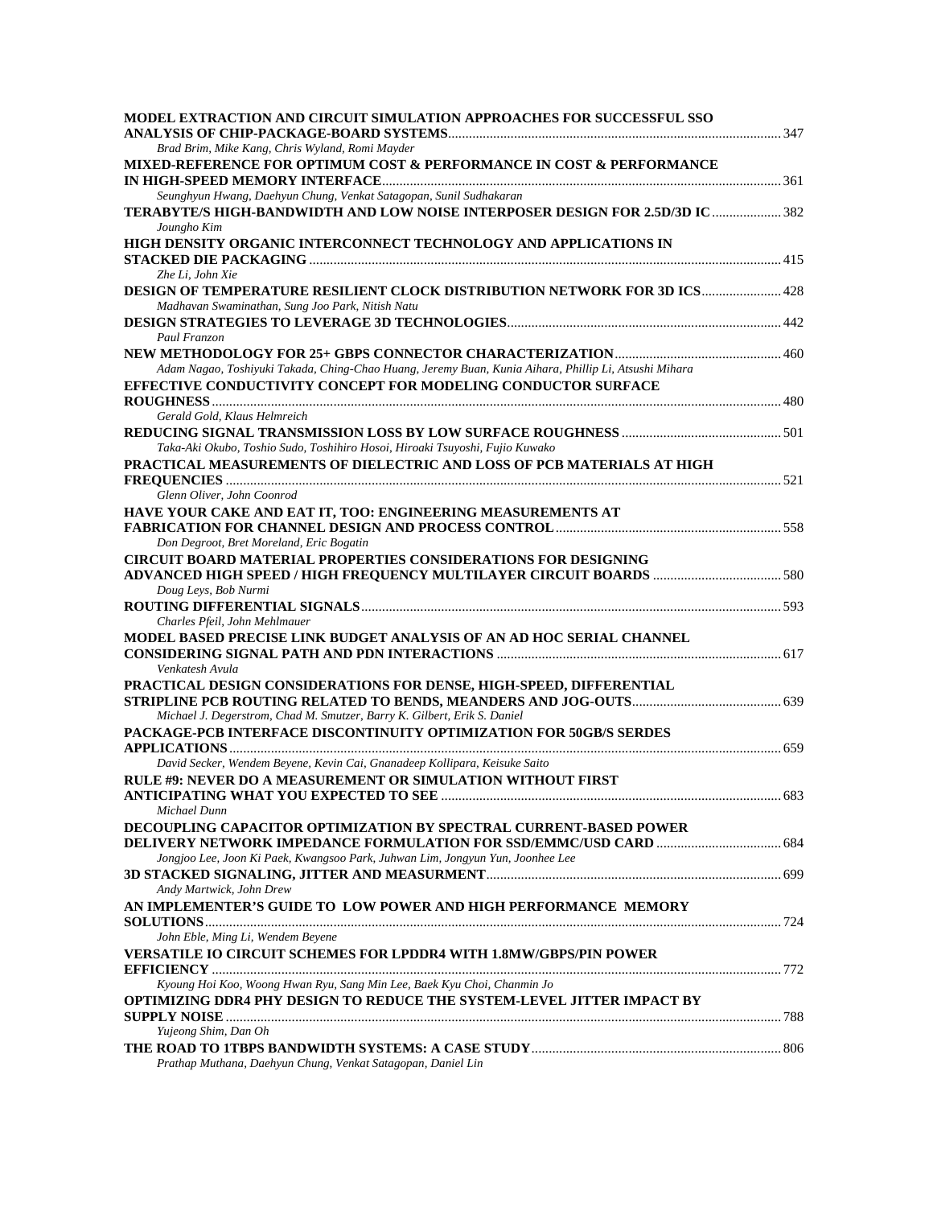**MODEL EXTRACTION AND CIRCUIT SIMULATION APPROACHES FOR SUCCESSFUL SSO ANALYSIS OF CHIP-PACKAGE-BOARD SYSTEMS** ........ 347
*Brad Brim, Mike Kang, Chris Wyland, Romi Mayder*

**MIXED-REFERENCE FOR OPTIMUM COST & PERFORMANCE IN COST & PERFORMANCE IN HIGH-SPEED MEMORY INTERFACE** ........ 361
*Seunghyun Hwang, Daehyun Chung, Venkat Satagopan, Sunil Sudhakaran*

**TERABYTE/S HIGH-BANDWIDTH AND LOW NOISE INTERPOSER DESIGN FOR 2.5D/3D IC** ........ 382
*Joungho Kim*

**HIGH DENSITY ORGANIC INTERCONNECT TECHNOLOGY AND APPLICATIONS IN STACKED DIE PACKAGING** ........ 415
*Zhe Li, John Xie*

**DESIGN OF TEMPERATURE RESILIENT CLOCK DISTRIBUTION NETWORK FOR 3D ICS** ........ 428
*Madhavan Swaminathan, Sung Joo Park, Nitish Natu*

**DESIGN STRATEGIES TO LEVERAGE 3D TECHNOLOGIES** ........ 442
*Paul Franzon*

**NEW METHODOLOGY FOR 25+ GBPS CONNECTOR CHARACTERIZATION** ........ 460
*Adam Nagao, Toshiyuki Takada, Ching-Chao Huang, Jeremy Buan, Kunia Aihara, Phillip Li, Atsushi Mihara*

**EFFECTIVE CONDUCTIVITY CONCEPT FOR MODELING CONDUCTOR SURFACE ROUGHNESS** ........ 480
*Gerald Gold, Klaus Helmreich*

**REDUCING SIGNAL TRANSMISSION LOSS BY LOW SURFACE ROUGHNESS** ........ 501
*Taka-Aki Okubo, Toshio Sudo, Toshihiro Hosoi, Hiroaki Tsuyoshi, Fujio Kuwako*

**PRACTICAL MEASUREMENTS OF DIELECTRIC AND LOSS OF PCB MATERIALS AT HIGH FREQUENCIES** ........ 521
*Glenn Oliver, John Coonrod*

**HAVE YOUR CAKE AND EAT IT, TOO: ENGINEERING MEASUREMENTS AT FABRICATION FOR CHANNEL DESIGN AND PROCESS CONTROL** ........ 558
*Don Degroot, Bret Moreland, Eric Bogatin*

**CIRCUIT BOARD MATERIAL PROPERTIES CONSIDERATIONS FOR DESIGNING ADVANCED HIGH SPEED / HIGH FREQUENCY MULTILAYER CIRCUIT BOARDS** ........ 580
*Doug Leys, Bob Nurmi*

**ROUTING DIFFERENTIAL SIGNALS** ........ 593
*Charles Pfeil, John Mehlmauer*

**MODEL BASED PRECISE LINK BUDGET ANALYSIS OF AN AD HOC SERIAL CHANNEL CONSIDERING SIGNAL PATH AND PDN INTERACTIONS** ........ 617
*Venkatesh Avula*

**PRACTICAL DESIGN CONSIDERATIONS FOR DENSE, HIGH-SPEED, DIFFERENTIAL STRIPLINE PCB ROUTING RELATED TO BENDS, MEANDERS AND JOG-OUTS** ........ 639
*Michael J. Degerstrom, Chad M. Smutzer, Barry K. Gilbert, Erik S. Daniel*

**PACKAGE-PCB INTERFACE DISCONTINUITY OPTIMIZATION FOR 50GB/S SERDES APPLICATIONS** ........ 659
*David Secker, Wendem Beyene, Kevin Cai, Gnanadeep Kollipara, Keisuke Saito*

**RULE #9: NEVER DO A MEASUREMENT OR SIMULATION WITHOUT FIRST ANTICIPATING WHAT YOU EXPECTED TO SEE** ........ 683
*Michael Dunn*

**DECOUPLING CAPACITOR OPTIMIZATION BY SPECTRAL CURRENT-BASED POWER DELIVERY NETWORK IMPEDANCE FORMULATION FOR SSD/EMMC/USD CARD** ........ 684
*Jongjoo Lee, Joon Ki Paek, Kwangsoo Park, Juhwan Lim, Jongyun Yun, Joonhee Lee*

**3D STACKED SIGNALING, JITTER AND MEASURMENT** ........ 699
*Andy Martwick, John Drew*

**AN IMPLEMENTER'S GUIDE TO LOW POWER AND HIGH PERFORMANCE MEMORY SOLUTIONS** ........ 724
*John Eble, Ming Li, Wendem Beyene*

**VERSATILE IO CIRCUIT SCHEMES FOR LPDDR4 WITH 1.8MW/GBPS/PIN POWER EFFICIENCY** ........ 772
*Kyoung Hoi Koo, Woong Hwan Ryu, Sang Min Lee, Baek Kyu Choi, Chanmin Jo*

**OPTIMIZING DDR4 PHY DESIGN TO REDUCE THE SYSTEM-LEVEL JITTER IMPACT BY SUPPLY NOISE** ........ 788
*Yujeong Shim, Dan Oh*

**THE ROAD TO 1TBPS BANDWIDTH SYSTEMS: A CASE STUDY** ........ 806
*Prathap Muthana, Daehyun Chung, Venkat Satagopan, Daniel Lin*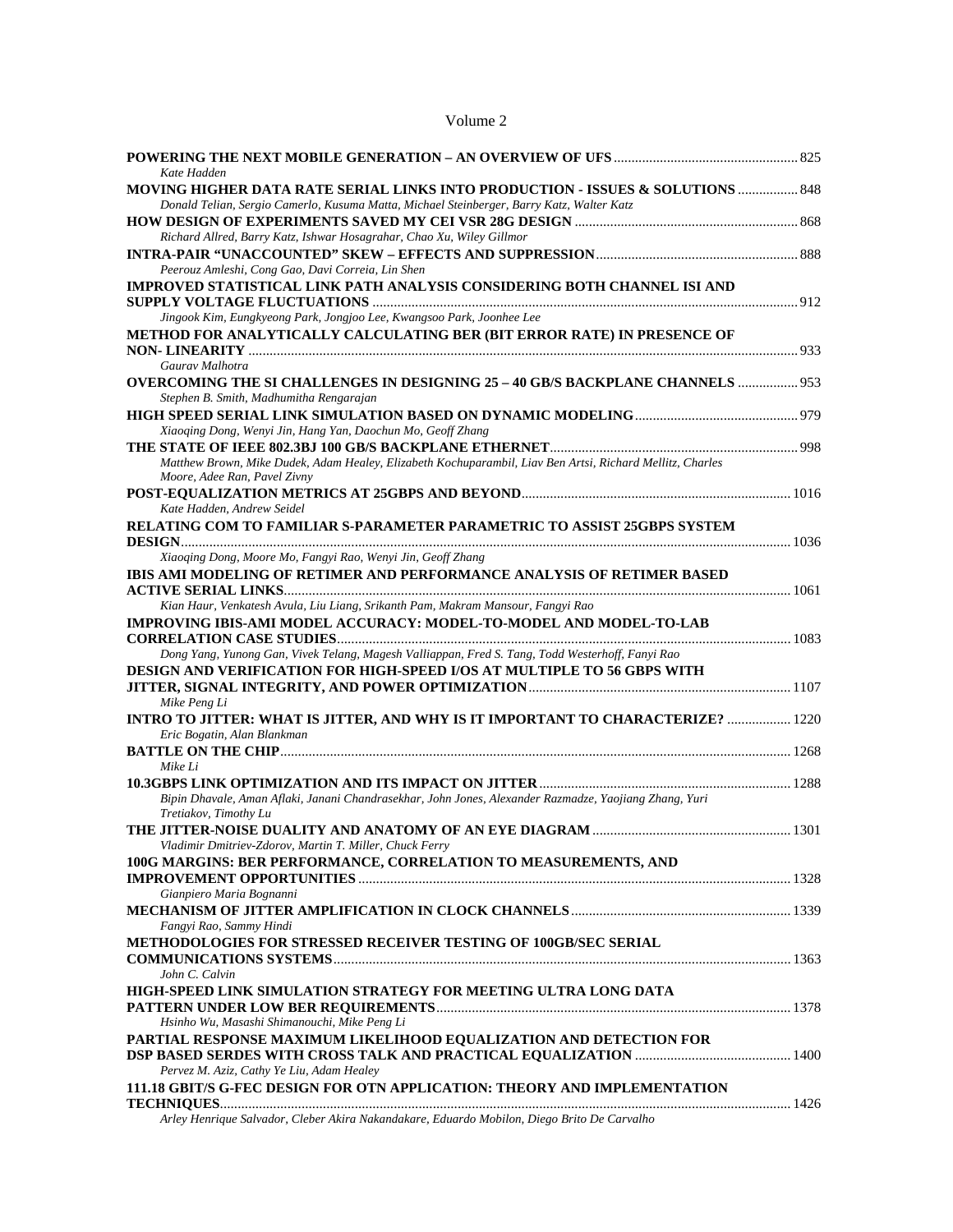Volume 2

**POWERING THE NEXT MOBILE GENERATION – AN OVERVIEW OF UFS** .......... 825
*Kate Hadden*

**MOVING HIGHER DATA RATE SERIAL LINKS INTO PRODUCTION - ISSUES & SOLUTIONS** .......... 848
*Donald Telian, Sergio Camerlo, Kusuma Matta, Michael Steinberger, Barry Katz, Walter Katz*

**HOW DESIGN OF EXPERIMENTS SAVED MY CEI VSR 28G DESIGN** .......... 868
*Richard Allred, Barry Katz, Ishwar Hosagrahar, Chao Xu, Wiley Gillmor*

**INTRA-PAIR "UNACCOUNTED" SKEW – EFFECTS AND SUPPRESSION** .......... 888
*Peerouz Amleshi, Cong Gao, Davi Correia, Lin Shen*

**IMPROVED STATISTICAL LINK PATH ANALYSIS CONSIDERING BOTH CHANNEL ISI AND SUPPLY VOLTAGE FLUCTUATIONS** .......... 912
*Jingook Kim, Eungkyeong Park, Jongjoo Lee, Kwangsoo Park, Joonhee Lee*

**METHOD FOR ANALYTICALLY CALCULATING BER (BIT ERROR RATE) IN PRESENCE OF NON- LINEARITY** .......... 933
*Gaurav Malhotra*

**OVERCOMING THE SI CHALLENGES IN DESIGNING 25 – 40 GB/S BACKPLANE CHANNELS** .......... 953
*Stephen B. Smith, Madhumitha Rengarajan*

**HIGH SPEED SERIAL LINK SIMULATION BASED ON DYNAMIC MODELING** .......... 979
*Xiaoqing Dong, Wenyi Jin, Hang Yan, Daochun Mo, Geoff Zhang*

**THE STATE OF IEEE 802.3BJ 100 GB/S BACKPLANE ETHERNET** .......... 998
*Matthew Brown, Mike Dudek, Adam Healey, Elizabeth Kochuparambil, Liav Ben Artsi, Richard Mellitz, Charles Moore, Adee Ran, Pavel Zivny*

**POST-EQUALIZATION METRICS AT 25GBPS AND BEYOND** .......... 1016
*Kate Hadden, Andrew Seidel*

**RELATING COM TO FAMILIAR S-PARAMETER PARAMETRIC TO ASSIST 25GBPS SYSTEM DESIGN** .......... 1036
*Xiaoqing Dong, Moore Mo, Fangyi Rao, Wenyi Jin, Geoff Zhang*

**IBIS AMI MODELING OF RETIMER AND PERFORMANCE ANALYSIS OF RETIMER BASED ACTIVE SERIAL LINKS** .......... 1061
*Kian Haur, Venkatesh Avula, Liu Liang, Srikanth Pam, Makram Mansour, Fangyi Rao*

**IMPROVING IBIS-AMI MODEL ACCURACY: MODEL-TO-MODEL AND MODEL-TO-LAB CORRELATION CASE STUDIES** .......... 1083
*Dong Yang, Yunong Gan, Vivek Telang, Magesh Valliappan, Fred S. Tang, Todd Westerhoff, Fanyi Rao*

**DESIGN AND VERIFICATION FOR HIGH-SPEED I/OS AT MULTIPLE TO 56 GBPS WITH JITTER, SIGNAL INTEGRITY, AND POWER OPTIMIZATION** .......... 1107
*Mike Peng Li*

**INTRO TO JITTER: WHAT IS JITTER, AND WHY IS IT IMPORTANT TO CHARACTERIZE?** .......... 1220
*Eric Bogatin, Alan Blankman*

**BATTLE ON THE CHIP** .......... 1268
*Mike Li*

**10.3GBPS LINK OPTIMIZATION AND ITS IMPACT ON JITTER** .......... 1288
*Bipin Dhavale, Aman Aflaki, Janani Chandrasekhar, John Jones, Alexander Razmadze, Yaojiang Zhang, Yuri Tretiakov, Timothy Lu*

**THE JITTER-NOISE DUALITY AND ANATOMY OF AN EYE DIAGRAM** .......... 1301
*Vladimir Dmitriev-Zdorov, Martin T. Miller, Chuck Ferry*

**100G MARGINS: BER PERFORMANCE, CORRELATION TO MEASUREMENTS, AND IMPROVEMENT OPPORTUNITIES** .......... 1328
*Gianpiero Maria Bognanni*

**MECHANISM OF JITTER AMPLIFICATION IN CLOCK CHANNELS** .......... 1339
*Fangyi Rao, Sammy Hindi*

**METHODOLOGIES FOR STRESSED RECEIVER TESTING OF 100GB/SEC SERIAL COMMUNICATIONS SYSTEMS** .......... 1363
*John C. Calvin*

**HIGH-SPEED LINK SIMULATION STRATEGY FOR MEETING ULTRA LONG DATA PATTERN UNDER LOW BER REQUIREMENTS** .......... 1378
*Hsinho Wu, Masashi Shimanouchi, Mike Peng Li*

**PARTIAL RESPONSE MAXIMUM LIKELIHOOD EQUALIZATION AND DETECTION FOR DSP BASED SERDES WITH CROSS TALK AND PRACTICAL EQUALIZATION** .......... 1400
*Pervez M. Aziz, Cathy Ye Liu, Adam Healey*

**111.18 GBIT/S G-FEC DESIGN FOR OTN APPLICATION: THEORY AND IMPLEMENTATION TECHNIQUES** .......... 1426
*Arley Henrique Salvador, Cleber Akira Nakandakare, Eduardo Mobilon, Diego Brito De Carvalho*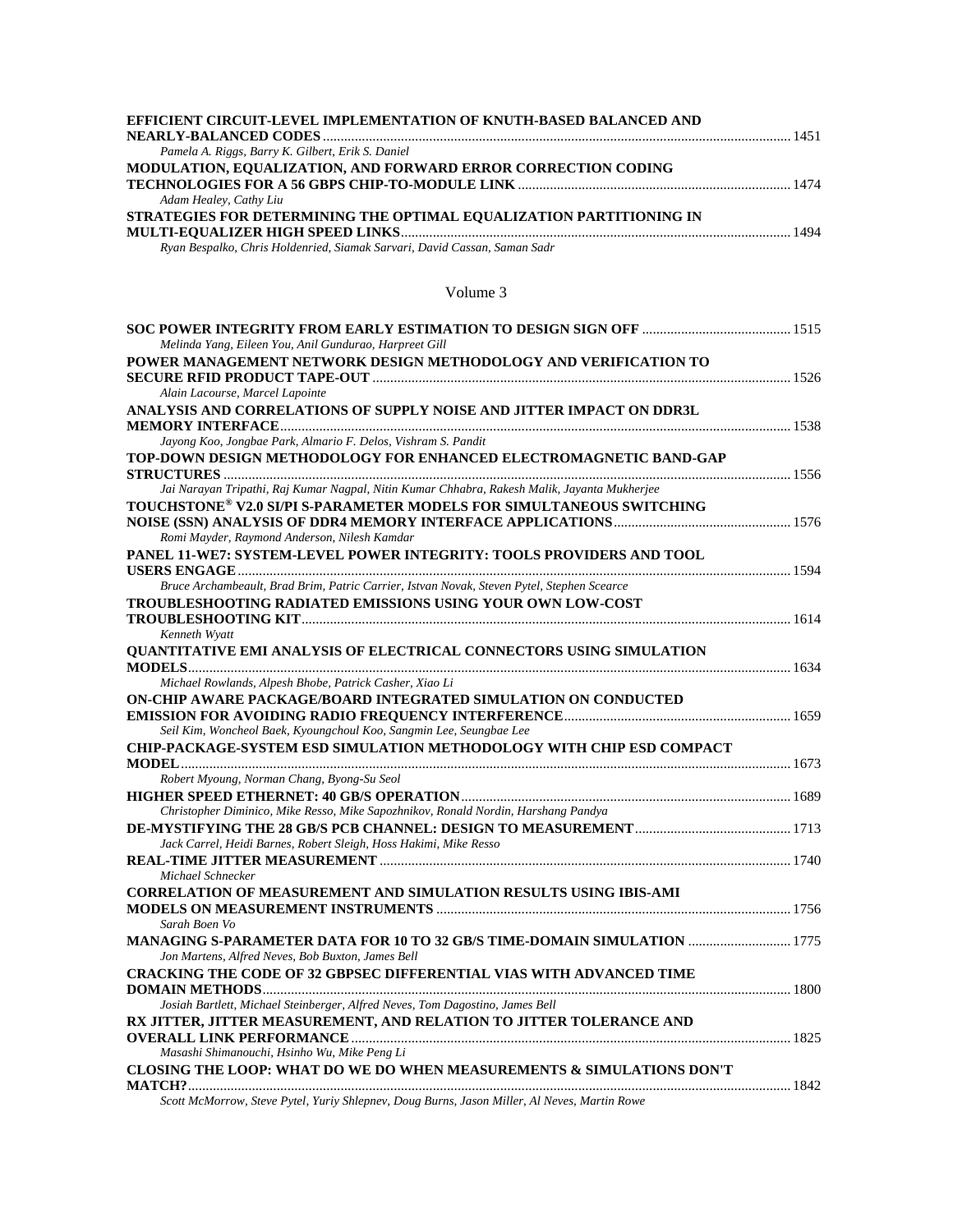**EFFICIENT CIRCUIT-LEVEL IMPLEMENTATION OF KNUTH-BASED BALANCED AND NEARLY-BALANCED CODES** ........ 1451
*Pamela A. Riggs, Barry K. Gilbert, Erik S. Daniel*

**MODULATION, EQUALIZATION, AND FORWARD ERROR CORRECTION CODING TECHNOLOGIES FOR A 56 GBPS CHIP-TO-MODULE LINK** ........ 1474
*Adam Healey, Cathy Liu*

**STRATEGIES FOR DETERMINING THE OPTIMAL EQUALIZATION PARTITIONING IN MULTI-EQUALIZER HIGH SPEED LINKS** ........ 1494
*Ryan Bespalko, Chris Holdenried, Siamak Sarvari, David Cassan, Saman Sadr*

## Volume 3

**SOC POWER INTEGRITY FROM EARLY ESTIMATION TO DESIGN SIGN OFF** ........ 1515
*Melinda Yang, Eileen You, Anil Gundurao, Harpreet Gill*

**POWER MANAGEMENT NETWORK DESIGN METHODOLOGY AND VERIFICATION TO SECURE RFID PRODUCT TAPE-OUT** ........ 1526
*Alain Lacourse, Marcel Lapointe*

**ANALYSIS AND CORRELATIONS OF SUPPLY NOISE AND JITTER IMPACT ON DDR3L MEMORY INTERFACE** ........ 1538
*Jayong Koo, Jongbae Park, Almario F. Delos, Vishram S. Pandit*

**TOP-DOWN DESIGN METHODOLOGY FOR ENHANCED ELECTROMAGNETIC BAND-GAP STRUCTURES** ........ 1556
*Jai Narayan Tripathi, Raj Kumar Nagpal, Nitin Kumar Chhabra, Rakesh Malik, Jayanta Mukherjee*

**TOUCHSTONE® V2.0 SI/PI S-PARAMETER MODELS FOR SIMULTANEOUS SWITCHING NOISE (SSN) ANALYSIS OF DDR4 MEMORY INTERFACE APPLICATIONS** ........ 1576
*Romi Mayder, Raymond Anderson, Nilesh Kamdar*

**PANEL 11-WE7: SYSTEM-LEVEL POWER INTEGRITY: TOOLS PROVIDERS AND TOOL USERS ENGAGE** ........ 1594
*Bruce Archambeault, Brad Brim, Patric Carrier, Istvan Novak, Steven Pytel, Stephen Scearce*

**TROUBLESHOOTING RADIATED EMISSIONS USING YOUR OWN LOW-COST TROUBLESHOOTING KIT** ........ 1614
*Kenneth Wyatt*

**QUANTITATIVE EMI ANALYSIS OF ELECTRICAL CONNECTORS USING SIMULATION MODELS** ........ 1634
*Michael Rowlands, Alpesh Bhobe, Patrick Casher, Xiao Li*

**ON-CHIP AWARE PACKAGE/BOARD INTEGRATED SIMULATION ON CONDUCTED EMISSION FOR AVOIDING RADIO FREQUENCY INTERFERENCE** ........ 1659
*Seil Kim, Woncheol Baek, Kyoungchoul Koo, Sangmin Lee, Seungbae Lee*

**CHIP-PACKAGE-SYSTEM ESD SIMULATION METHODOLOGY WITH CHIP ESD COMPACT MODEL** ........ 1673
*Robert Myoung, Norman Chang, Byong-Su Seol*

**HIGHER SPEED ETHERNET: 40 GB/S OPERATION** ........ 1689
*Christopher Diminico, Mike Resso, Mike Sapozhnikov, Ronald Nordin, Harshang Pandya*

**DE-MYSTIFYING THE 28 GB/S PCB CHANNEL: DESIGN TO MEASUREMENT** ........ 1713
*Jack Carrel, Heidi Barnes, Robert Sleigh, Hoss Hakimi, Mike Resso*

**REAL-TIME JITTER MEASUREMENT** ........ 1740
*Michael Schnecker*

**CORRELATION OF MEASUREMENT AND SIMULATION RESULTS USING IBIS-AMI MODELS ON MEASUREMENT INSTRUMENTS** ........ 1756
*Sarah Boen Vo*

**MANAGING S-PARAMETER DATA FOR 10 TO 32 GB/S TIME-DOMAIN SIMULATION** ........ 1775
*Jon Martens, Alfred Neves, Bob Buxton, James Bell*

**CRACKING THE CODE OF 32 GBPSEC DIFFERENTIAL VIAS WITH ADVANCED TIME DOMAIN METHODS** ........ 1800
*Josiah Bartlett, Michael Steinberger, Alfred Neves, Tom Dagostino, James Bell*

**RX JITTER, JITTER MEASUREMENT, AND RELATION TO JITTER TOLERANCE AND OVERALL LINK PERFORMANCE** ........ 1825
*Masashi Shimanouchi, Hsinho Wu, Mike Peng Li*

**CLOSING THE LOOP: WHAT DO WE DO WHEN MEASUREMENTS & SIMULATIONS DON'T MATCH?** ........ 1842
*Scott McMorrow, Steve Pytel, Yuriy Shlepnev, Doug Burns, Jason Miller, Al Neves, Martin Rowe*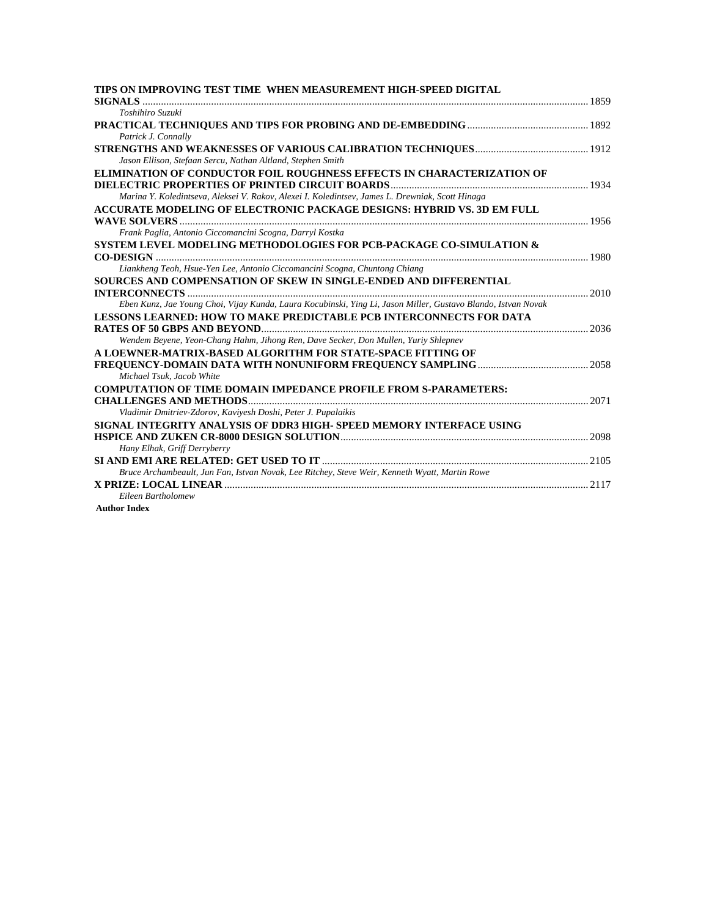**TIPS ON IMPROVING TEST TIME WHEN MEASUREMENT HIGH-SPEED DIGITAL SIGNALS** ........ 1859
*Toshihiro Suzuki*

**PRACTICAL TECHNIQUES AND TIPS FOR PROBING AND DE-EMBEDDING** ........ 1892
*Patrick J. Connally*

**STRENGTHS AND WEAKNESSES OF VARIOUS CALIBRATION TECHNIQUES** ........ 1912
*Jason Ellison, Stefaan Sercu, Nathan Altland, Stephen Smith*

**ELIMINATION OF CONDUCTOR FOIL ROUGHNESS EFFECTS IN CHARACTERIZATION OF DIELECTRIC PROPERTIES OF PRINTED CIRCUIT BOARDS** ........ 1934
*Marina Y. Koledintseva, Aleksei V. Rakov, Alexei I. Koledintsev, James L. Drewniak, Scott Hinaga*

**ACCURATE MODELING OF ELECTRONIC PACKAGE DESIGNS: HYBRID VS. 3D EM FULL WAVE SOLVERS** ........ 1956
*Frank Paglia, Antonio Ciccomancini Scogna, Darryl Kostka*

**SYSTEM LEVEL MODELING METHODOLOGIES FOR PCB-PACKAGE CO-SIMULATION & CO-DESIGN** ........ 1980
*Liankheng Teoh, Hsue-Yen Lee, Antonio Ciccomancini Scogna, Chuntong Chiang*

**SOURCES AND COMPENSATION OF SKEW IN SINGLE-ENDED AND DIFFERENTIAL INTERCONNECTS** ........ 2010
*Eben Kunz, Jae Young Choi, Vijay Kunda, Laura Kocubinski, Ying Li, Jason Miller, Gustavo Blando, Istvan Novak*

**LESSONS LEARNED: HOW TO MAKE PREDICTABLE PCB INTERCONNECTS FOR DATA RATES OF 50 GBPS AND BEYOND** ........ 2036
*Wendem Beyene, Yeon-Chang Hahm, Jihong Ren, Dave Secker, Don Mullen, Yuriy Shlepnev*

**A LOEWNER-MATRIX-BASED ALGORITHM FOR STATE-SPACE FITTING OF FREQUENCY-DOMAIN DATA WITH NONUNIFORM FREQUENCY SAMPLING** ........ 2058
*Michael Tsuk, Jacob White*

**COMPUTATION OF TIME DOMAIN IMPEDANCE PROFILE FROM S-PARAMETERS: CHALLENGES AND METHODS** ........ 2071
*Vladimir Dmitriev-Zdorov, Kaviyesh Doshi, Peter J. Pupalaikis*

**SIGNAL INTEGRITY ANALYSIS OF DDR3 HIGH- SPEED MEMORY INTERFACE USING HSPICE AND ZUKEN CR-8000 DESIGN SOLUTION** ........ 2098
*Hany Elhak, Griff Derryberry*

**SI AND EMI ARE RELATED: GET USED TO IT** ........ 2105
*Bruce Archambeault, Jun Fan, Istvan Novak, Lee Ritchey, Steve Weir, Kenneth Wyatt, Martin Rowe*

**X PRIZE: LOCAL LINEAR** ........ 2117
*Eileen Bartholomew*

**Author Index**